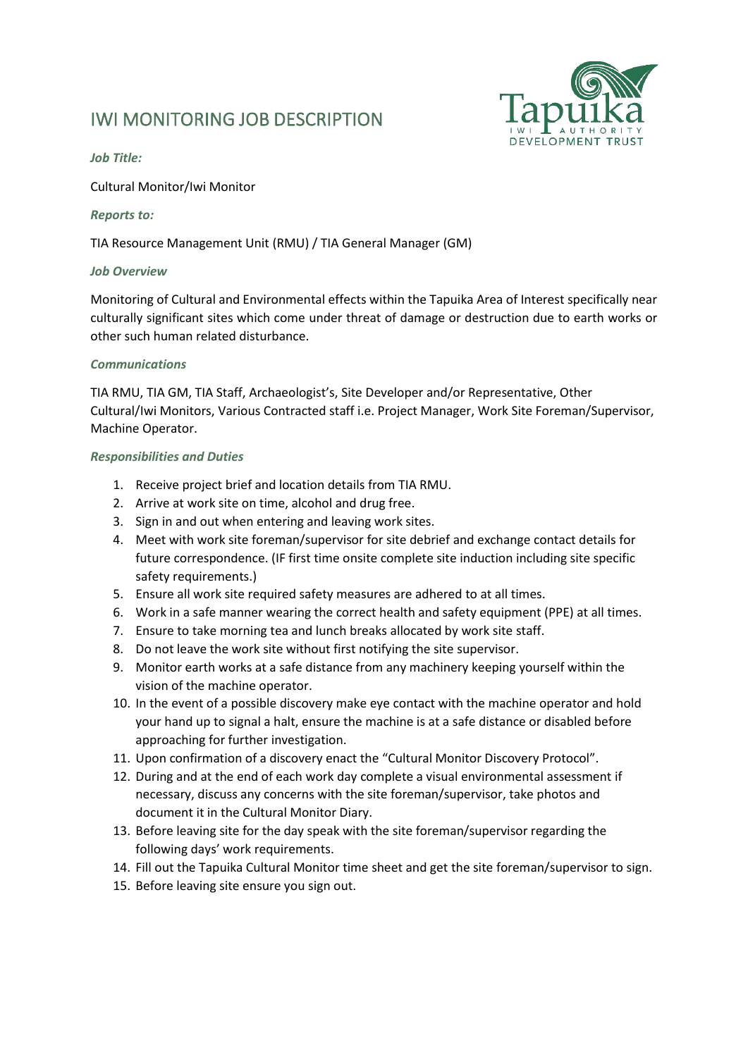# IWI MONITORING JOB DESCRIPTION

Tapuika IWI AUTHORITY DEVELOPMENT TRUST

***Job Title:***

Cultural Monitor/Iwi Monitor

***Reports to:***

TIA Resource Management Unit (RMU) / TIA General Manager (GM)

***Job Overview***

Monitoring of Cultural and Environmental effects within the Tapuika Area of Interest specifically near culturally significant sites which come under threat of damage or destruction due to earth works or other such human related disturbance.

***Communications***

TIA RMU, TIA GM, TIA Staff, Archaeologist's, Site Developer and/or Representative, Other Cultural/Iwi Monitors, Various Contracted staff i.e. Project Manager, Work Site Foreman/Supervisor, Machine Operator.

***Responsibilities and Duties***

1. Receive project brief and location details from TIA RMU.
2. Arrive at work site on time, alcohol and drug free.
3. Sign in and out when entering and leaving work sites.
4. Meet with work site foreman/supervisor for site debrief and exchange contact details for future correspondence. (IF first time onsite complete site induction including site specific safety requirements.)
5. Ensure all work site required safety measures are adhered to at all times.
6. Work in a safe manner wearing the correct health and safety equipment (PPE) at all times.
7. Ensure to take morning tea and lunch breaks allocated by work site staff.
8. Do not leave the work site without first notifying the site supervisor.
9. Monitor earth works at a safe distance from any machinery keeping yourself within the vision of the machine operator.
10. In the event of a possible discovery make eye contact with the machine operator and hold your hand up to signal a halt, ensure the machine is at a safe distance or disabled before approaching for further investigation.
11. Upon confirmation of a discovery enact the "Cultural Monitor Discovery Protocol".
12. During and at the end of each work day complete a visual environmental assessment if necessary, discuss any concerns with the site foreman/supervisor, take photos and document it in the Cultural Monitor Diary.
13. Before leaving site for the day speak with the site foreman/supervisor regarding the following days' work requirements.
14. Fill out the Tapuika Cultural Monitor time sheet and get the site foreman/supervisor to sign.
15. Before leaving site ensure you sign out.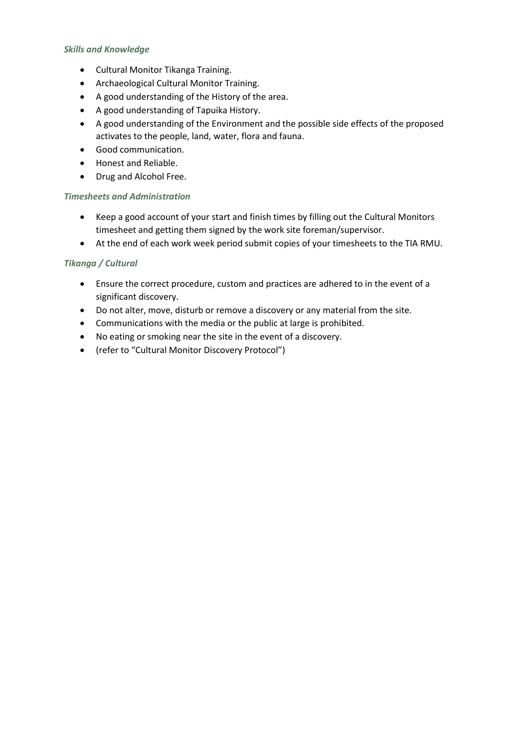### *Skills and Knowledge*

- Cultural Monitor Tikanga Training.
- Archaeological Cultural Monitor Training.
- A good understanding of the History of the area.
- A good understanding of Tapuika History.
- A good understanding of the Environment and the possible side effects of the proposed activates to the people, land, water, flora and fauna.
- Good communication.
- Honest and Reliable.
- Drug and Alcohol Free.

### *Timesheets and Administration*

- Keep a good account of your start and finish times by filling out the Cultural Monitors timesheet and getting them signed by the work site foreman/supervisor.
- At the end of each work week period submit copies of your timesheets to the TIA RMU.

### *Tikanga / Cultural*

- Ensure the correct procedure, custom and practices are adhered to in the event of a significant discovery.
- Do not alter, move, disturb or remove a discovery or any material from the site.
- Communications with the media or the public at large is prohibited.
- No eating or smoking near the site in the event of a discovery.
- (refer to "Cultural Monitor Discovery Protocol")